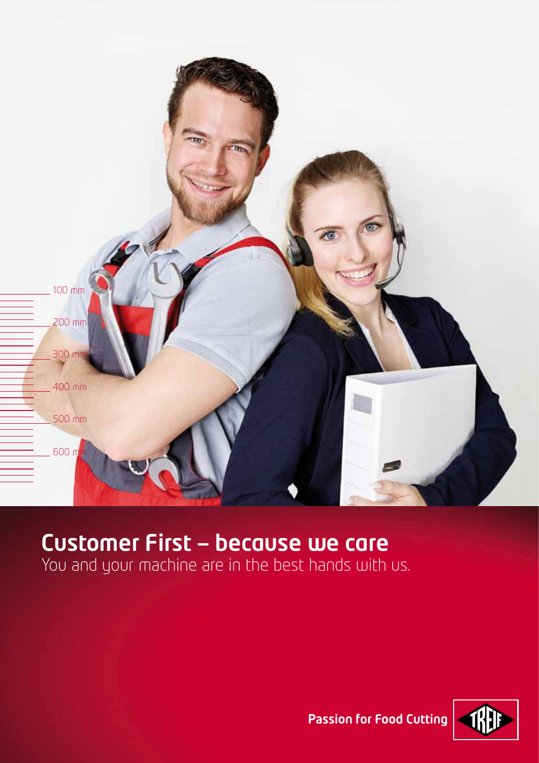100 mm

200 mm

300 mm

400 mm

500 mm

600 mm

# Customer First – because we care

You and your machine are in the best hands with us.

**Passion for Food Cutting**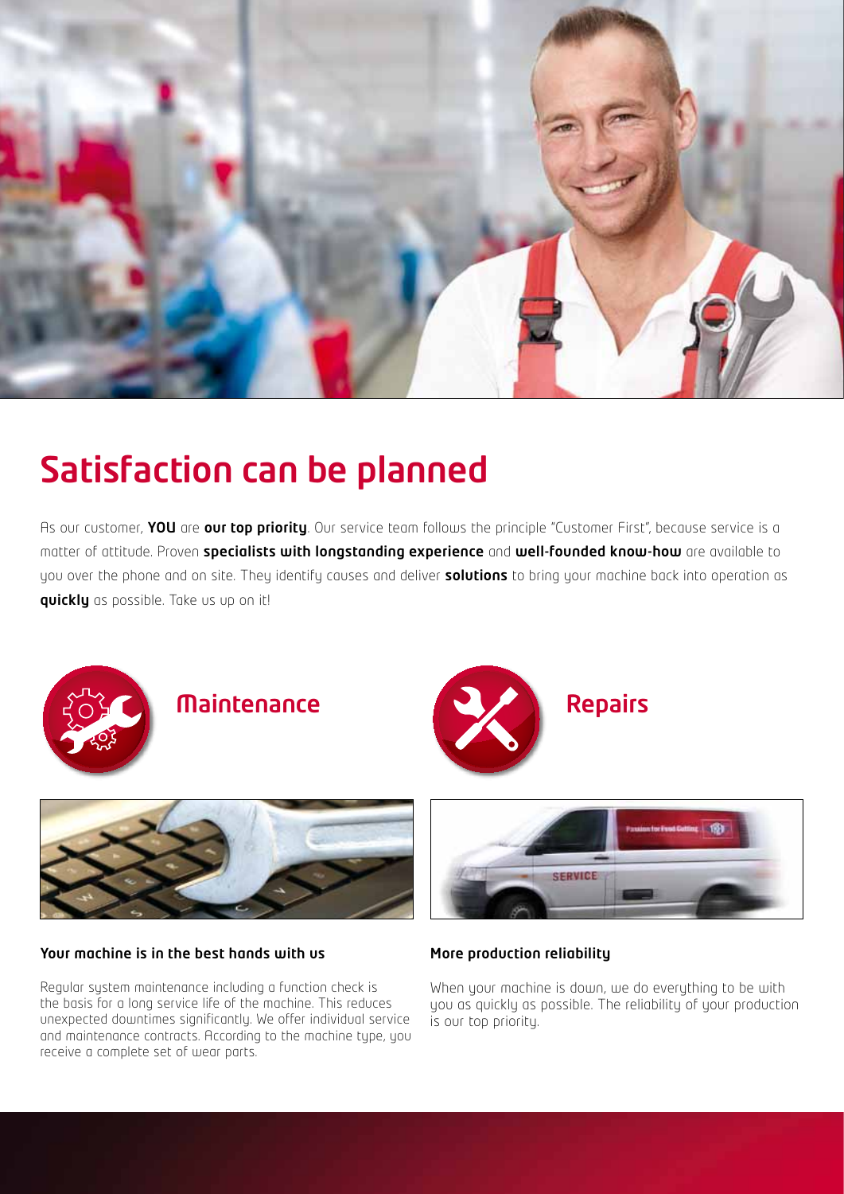# Satisfaction can be planned

As our customer, **YOU** are **our top priority**. Our service team follows the principle "Customer First", because service is a matter of attitude. Proven **specialists with longstanding experience** and **well-founded know-how** are available to you over the phone and on site. They identify causes and deliver **solutions** to bring your machine back into operation as **quickly** as possible. Take us up on it!

## Maintenance

### Your machine is in the best hands with us

Regular system maintenance including a function check is the basis for a long service life of the machine. This reduces unexpected downtimes significantly. We offer individual service and maintenance contracts. According to the machine type, you receive a complete set of wear parts.

## Repairs

### More production reliability

When your machine is down, we do everything to be with you as quickly as possible. The reliability of your production is our top priority.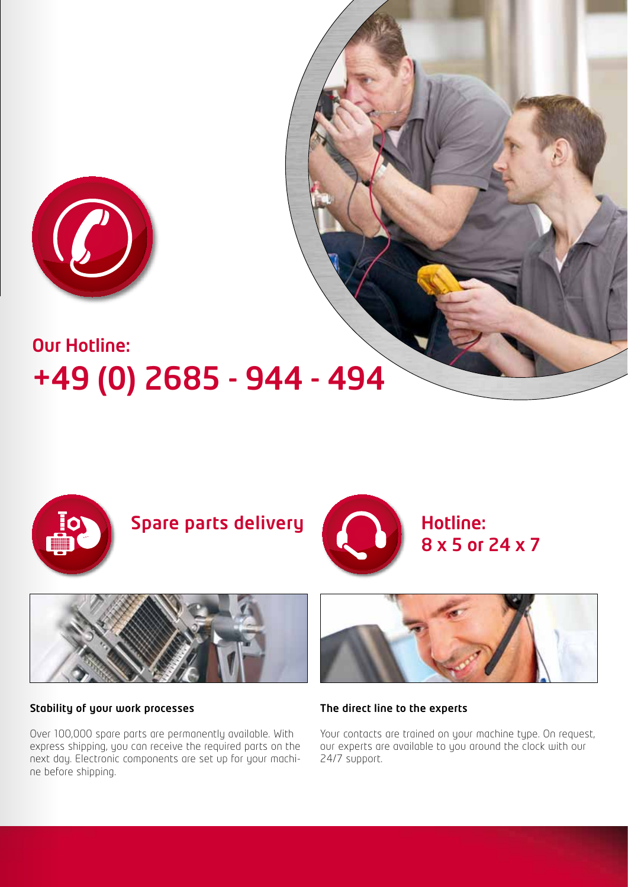## Our Hotline:

# +49 (0) 2685 - 944 - 494

## Spare parts delivery

### Stability of your work processes

Over 100,000 spare parts are permanently available. With express shipping, you can receive the required parts on the next day. Electronic components are set up for your machine before shipping.

## Hotline: 8 x 5 or 24 x 7

### The direct line to the experts

Your contacts are trained on your machine type. On request, our experts are available to you around the clock with our 24/7 support.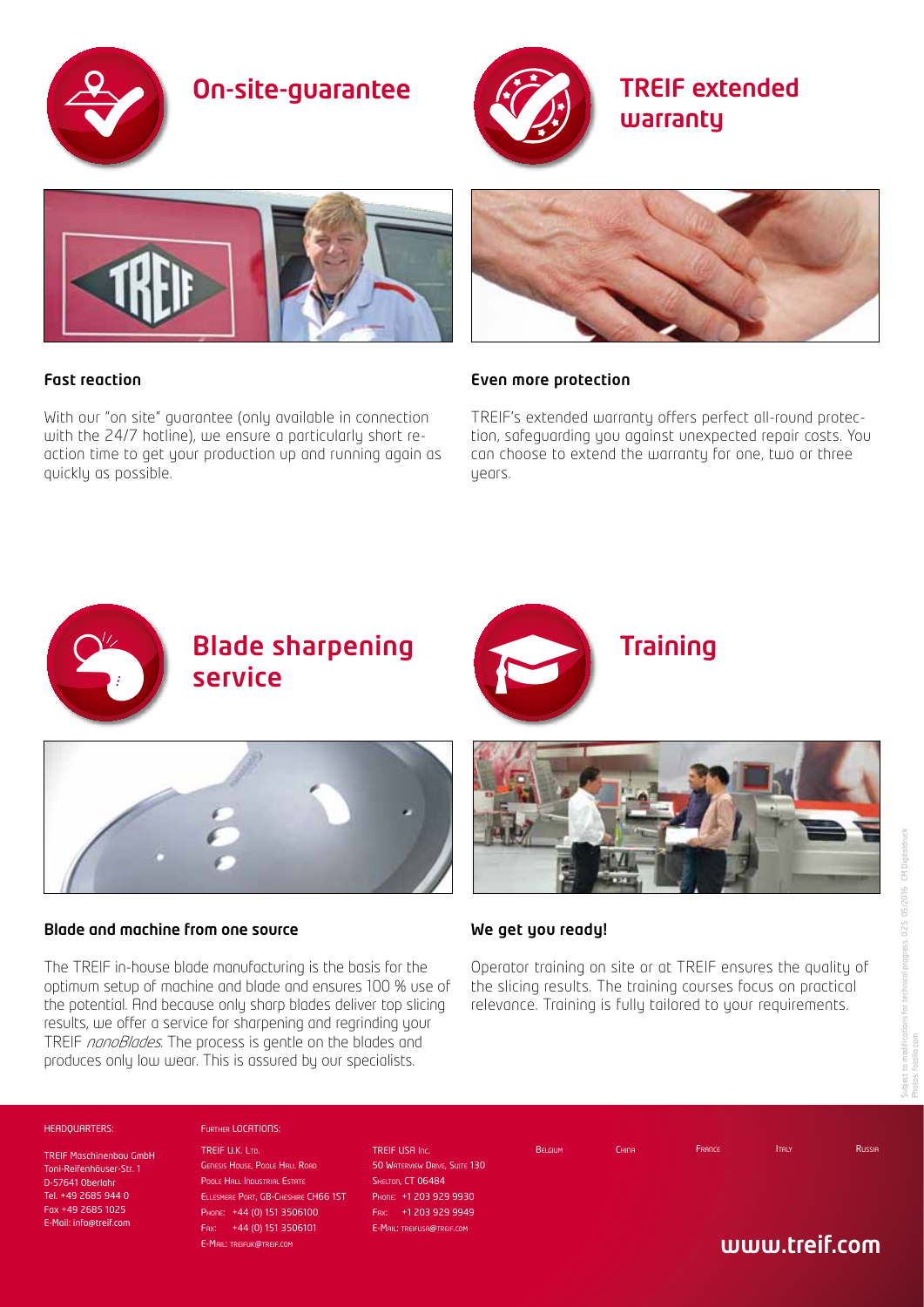## On-site-guarantee

### Fast reaction

With our "on site" guarantee (only available in connection with the 24/7 hotline), we ensure a particularly short reaction time to get your production up and running again as quickly as possible.

## TREIF extended warranty

### Even more protection

TREIF's extended warranty offers perfect all-round protection, safeguarding you against unexpected repair costs. You can choose to extend the warranty for one, two or three years.

## Blade sharpening service

### Blade and machine from one source

The TREIF in-house blade manufacturing is the basis for the optimum setup of machine and blade and ensures 100 % use of the potential. And because only sharp blades deliver top slicing results, we offer a service for sharpening and regrinding your TREIF *nanoBlades*. The process is gentle on the blades and produces only low wear. This is assured by our specialists.

## Training

### We get you ready!

Operator training on site or at TREIF ensures the quality of the slicing results. The training courses focus on practical relevance. Training is fully tailored to your requirements.

Subject to modifications for technical progress. 0.25 05/2016 CM Digitaldruck
Photos: fotolia.com

HEADQUARTERS:

TREIF Maschinenbau GmbH
Toni-Reifenhäuser-Str. 1
D-57641 Oberlahr
Tel. +49 2685 944 0
Fax +49 2685 1025
E-Mail: info@treif.com

FURTHER LOCATIONS:

TREIF U.K. LTD.
Genesis House, Poole Hall Road
Poole Hall Industrial Estate
Ellesmere Port, GB-Cheshire CH66 1ST
Phone: +44 (0) 151 3506100
Fax: +44 (0) 151 3506101
E-Mail: treifuk@treif.com

TREIF USA Inc.
50 Waterview Drive, Suite 130
Shelton, CT 06484
Phone: +1 203 929 9930
Fax: +1 203 929 9949
E-Mail: treifusa@treif.com

Belgium China France Italy Russia

**www.treif.com**